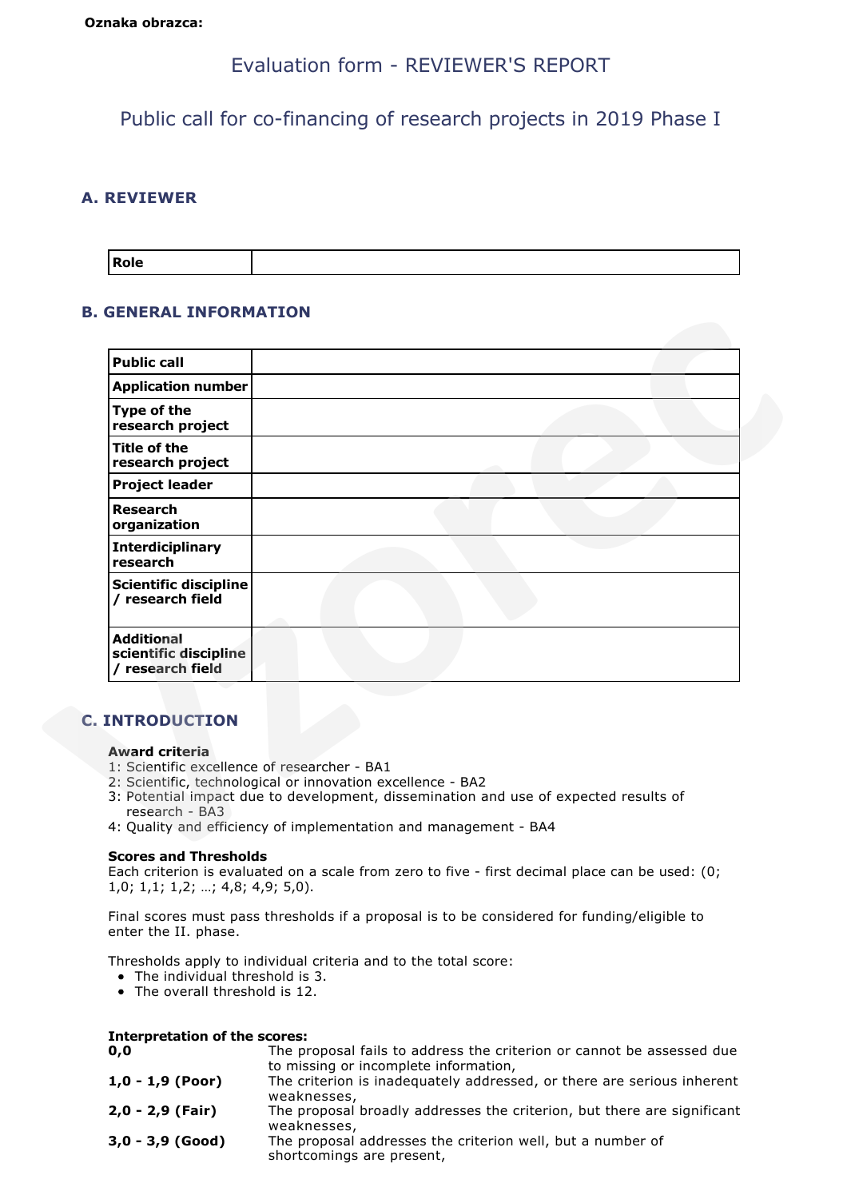**Oznaka obrazca:**

# Evaluation form - REVIEWER'S REPORT

## Public call for co-financing of research projects in 2019 Phase I

### A. REVIEWER

| Role | |
|---|---|

### B. GENERAL INFORMATION

| Public call | |
|---|---|
| Application number | |
| Type of the research project | |
| Title of the research project | |
| Project leader | |
| Research organization | |
| Interdiciplinary research | |
| Scientific discipline / research field | |
| Additional scientific discipline / research field | |

### C. INTRODUCTION

**Award criteria**

1: Scientific excellence of researcher - BA1
2: Scientific, technological or innovation excellence - BA2
3: Potential impact due to development, dissemination and use of expected results of research - BA3
4: Quality and efficiency of implementation and management - BA4

**Scores and Thresholds**

Each criterion is evaluated on a scale from zero to five - first decimal place can be used: (0; 1,0; 1,1; 1,2; …; 4,8; 4,9; 5,0).

Final scores must pass thresholds if a proposal is to be considered for funding/eligible to enter the II. phase.

Thresholds apply to individual criteria and to the total score:

- The individual threshold is 3.
- The overall threshold is 12.

**Interpretation of the scores:**

| | |
|---|---|
| **0,0** | The proposal fails to address the criterion or cannot be assessed due to missing or incomplete information, |
| **1,0 - 1,9 (Poor)** | The criterion is inadequately addressed, or there are serious inherent weaknesses, |
| **2,0 - 2,9 (Fair)** | The proposal broadly addresses the criterion, but there are significant weaknesses, |
| **3,0 - 3,9 (Good)** | The proposal addresses the criterion well, but a number of shortcomings are present, |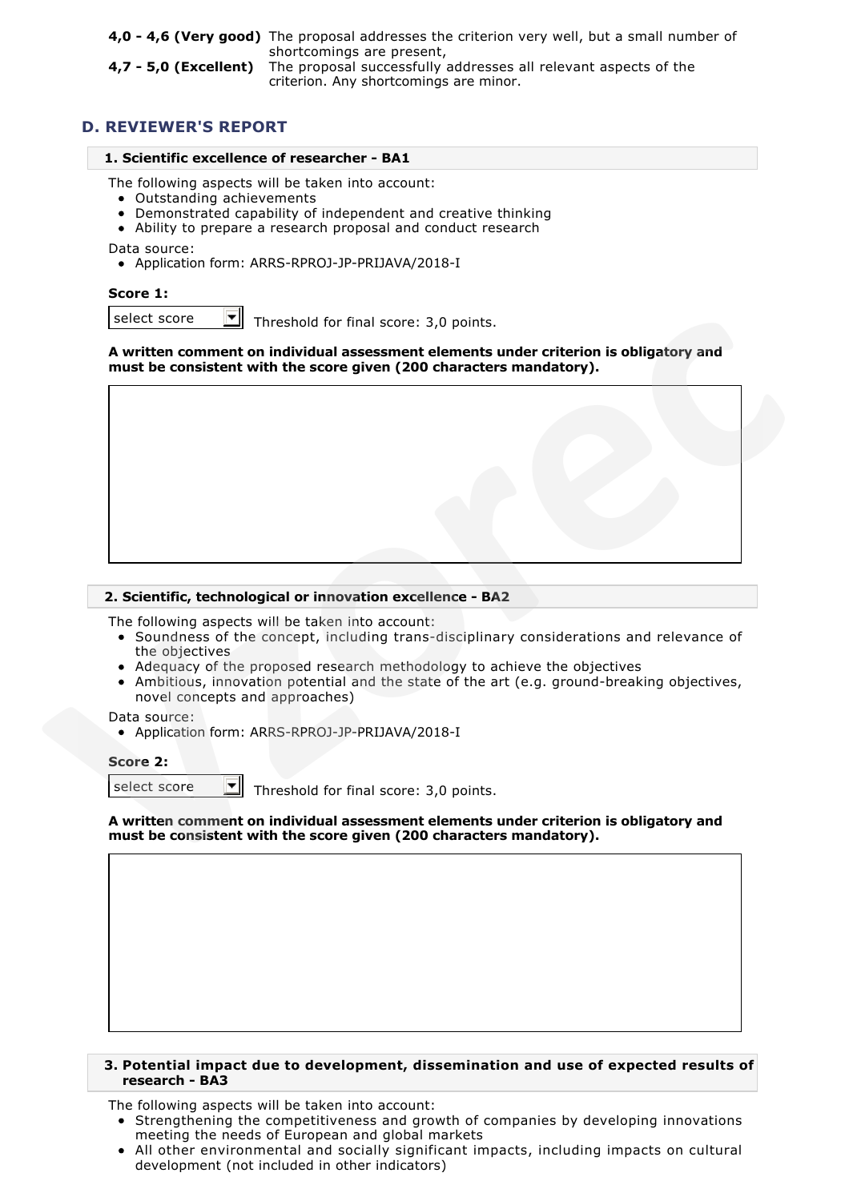| | |
|---|---|
| **4,0 - 4,6 (Very good)** | The proposal addresses the criterion very well, but a small number of shortcomings are present, |
| **4,7 - 5,0 (Excellent)** | The proposal successfully addresses all relevant aspects of the criterion. Any shortcomings are minor. |

## D. REVIEWER'S REPORT

### 1. Scientific excellence of researcher - BA1

The following aspects will be taken into account:

- Outstanding achievements
- Demonstrated capability of independent and creative thinking
- Ability to prepare a research proposal and conduct research

Data source:

- Application form: ARRS-RPROJ-JP-PRIJAVA/2018-I

**Score 1:**

select score Threshold for final score: 3,0 points.

**A written comment on individual assessment elements under criterion is obligatory and must be consistent with the score given (200 characters mandatory).**

### 2. Scientific, technological or innovation excellence - BA2

The following aspects will be taken into account:

- Soundness of the concept, including trans-disciplinary considerations and relevance of the objectives
- Adequacy of the proposed research methodology to achieve the objectives
- Ambitious, innovation potential and the state of the art (e.g. ground-breaking objectives, novel concepts and approaches)

Data source:

- Application form: ARRS-RPROJ-JP-PRIJAVA/2018-I

**Score 2:**

select score Threshold for final score: 3,0 points.

**A written comment on individual assessment elements under criterion is obligatory and must be consistent with the score given (200 characters mandatory).**

### 3. Potential impact due to development, dissemination and use of expected results of research - BA3

The following aspects will be taken into account:

- Strengthening the competitiveness and growth of companies by developing innovations meeting the needs of European and global markets
- All other environmental and socially significant impacts, including impacts on cultural development (not included in other indicators)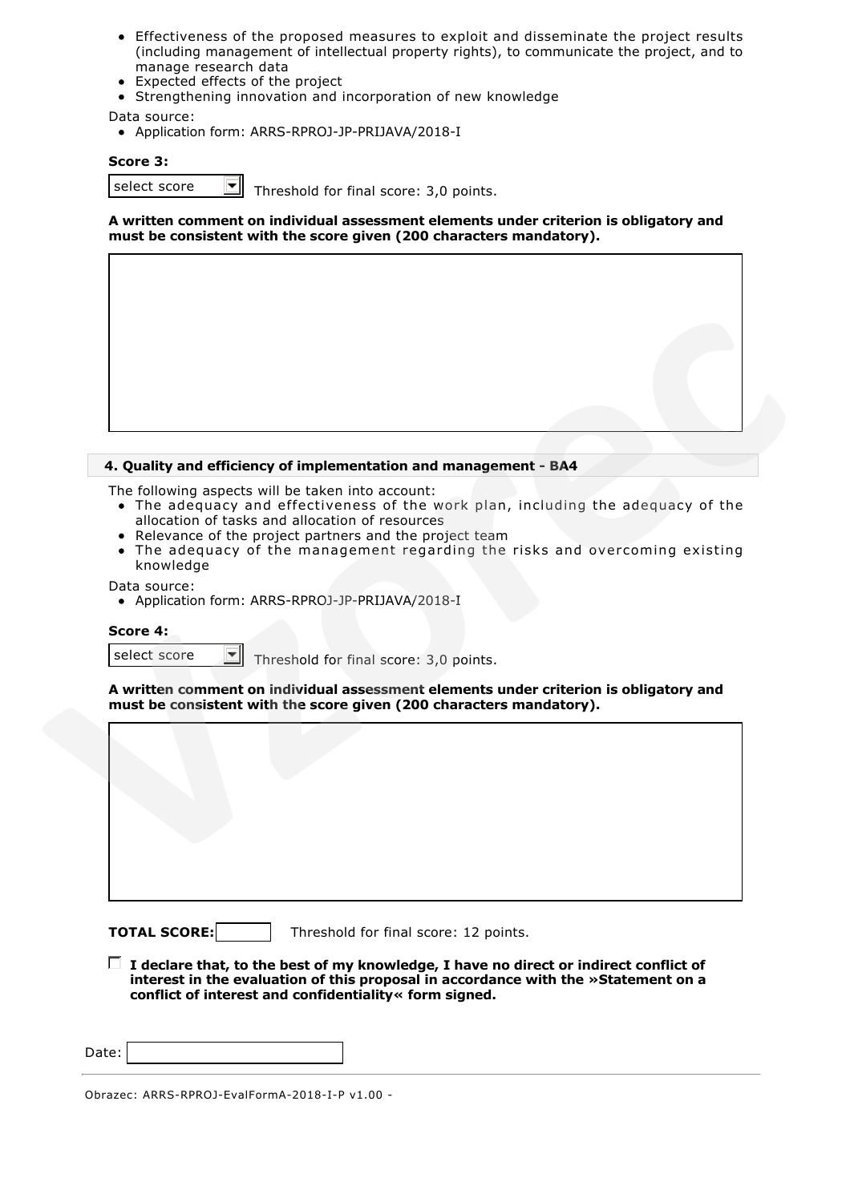- Effectiveness of the proposed measures to exploit and disseminate the project results (including management of intellectual property rights), to communicate the project, and to manage research data
- Expected effects of the project
- Strengthening innovation and incorporation of new knowledge

Data source:
- Application form: ARRS-RPROJ-JP-PRIJAVA/2018-I

**Score 3:**

select score Threshold for final score: 3,0 points.

**A written comment on individual assessment elements under criterion is obligatory and must be consistent with the score given (200 characters mandatory).**

### 4. Quality and efficiency of implementation and management - BA4

The following aspects will be taken into account:
- The adequacy and effectiveness of the work plan, including the adequacy of the allocation of tasks and allocation of resources
- Relevance of the project partners and the project team
- The adequacy of the management regarding the risks and overcoming existing knowledge

Data source:
- Application form: ARRS-RPROJ-JP-PRIJAVA/2018-I

**Score 4:**

select score Threshold for final score: 3,0 points.

**A written comment on individual assessment elements under criterion is obligatory and must be consistent with the score given (200 characters mandatory).**

**TOTAL SCORE:** Threshold for final score: 12 points.

☐ **I declare that, to the best of my knowledge, I have no direct or indirect conflict of interest in the evaluation of this proposal in accordance with the »Statement on a conflict of interest and confidentiality« form signed.**

Date:

Obrazec: ARRS-RPROJ-EvalFormA-2018-I-P v1.00 -